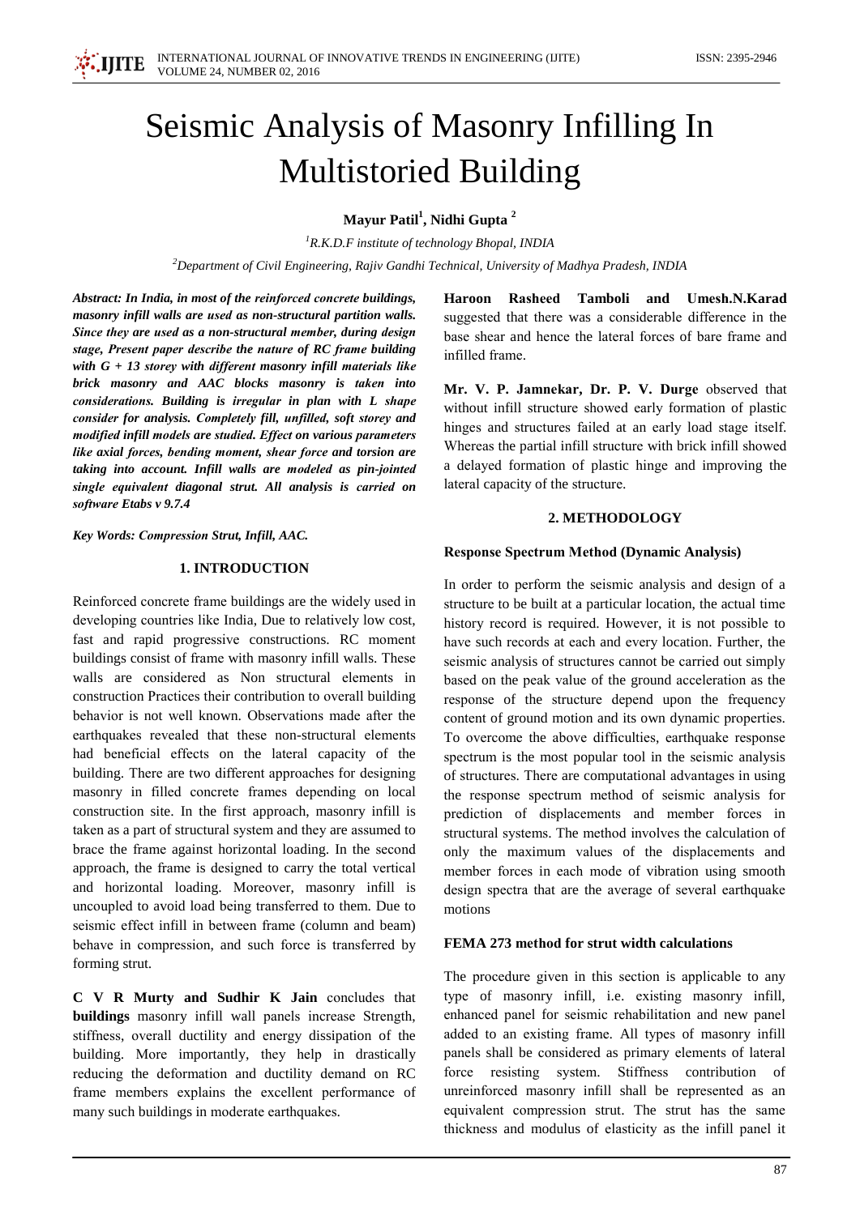# Seismic Analysis of Masonry Infilling In Multistoried Building

**Mayur Patil[1], Nidhi Gupta [2]**

[1]R.K.D.F institute of technology Bhopal, INDIA

[2]Department of Civil Engineering, Rajiv Gandhi Technical, University of Madhya Pradesh, INDIA

***Abstract: In India, in most of the reinforced concrete buildings, masonry infill walls are used as non-structural partition walls. Since they are used as a non-structural member, during design stage, Present paper describe the nature of RC frame building with G + 13 storey with different masonry infill materials like brick masonry and AAC blocks masonry is taken into considerations. Building is irregular in plan with L shape consider for analysis. Completely fill, unfilled, soft storey and modified infill models are studied. Effect on various parameters like axial forces, bending moment, shear force and torsion are taking into account. Infill walls are modeled as pin-jointed single equivalent diagonal strut. All analysis is carried on software Etabs v 9.7.4***

***Key Words: Compression Strut, Infill, AAC.***

## 1. INTRODUCTION

Reinforced concrete frame buildings are the widely used in developing countries like India, Due to relatively low cost, fast and rapid progressive constructions. RC moment buildings consist of frame with masonry infill walls. These walls are considered as Non structural elements in construction Practices their contribution to overall building behavior is not well known. Observations made after the earthquakes revealed that these non-structural elements had beneficial effects on the lateral capacity of the building. There are two different approaches for designing masonry in filled concrete frames depending on local construction site. In the first approach, masonry infill is taken as a part of structural system and they are assumed to brace the frame against horizontal loading. In the second approach, the frame is designed to carry the total vertical and horizontal loading. Moreover, masonry infill is uncoupled to avoid load being transferred to them. Due to seismic effect infill in between frame (column and beam) behave in compression, and such force is transferred by forming strut.

**C V R Murty and Sudhir K Jain** concludes that **buildings** masonry infill wall panels increase Strength, stiffness, overall ductility and energy dissipation of the building. More importantly, they help in drastically reducing the deformation and ductility demand on RC frame members explains the excellent performance of many such buildings in moderate earthquakes.

**Haroon Rasheed Tamboli and Umesh.N.Karad** suggested that there was a considerable difference in the base shear and hence the lateral forces of bare frame and infilled frame.

**Mr. V. P. Jamnekar, Dr. P. V. Durge** observed that without infill structure showed early formation of plastic hinges and structures failed at an early load stage itself. Whereas the partial infill structure with brick infill showed a delayed formation of plastic hinge and improving the lateral capacity of the structure.

## 2. METHODOLOGY

### Response Spectrum Method (Dynamic Analysis)

In order to perform the seismic analysis and design of a structure to be built at a particular location, the actual time history record is required. However, it is not possible to have such records at each and every location. Further, the seismic analysis of structures cannot be carried out simply based on the peak value of the ground acceleration as the response of the structure depend upon the frequency content of ground motion and its own dynamic properties. To overcome the above difficulties, earthquake response spectrum is the most popular tool in the seismic analysis of structures. There are computational advantages in using the response spectrum method of seismic analysis for prediction of displacements and member forces in structural systems. The method involves the calculation of only the maximum values of the displacements and member forces in each mode of vibration using smooth design spectra that are the average of several earthquake motions

### FEMA 273 method for strut width calculations

The procedure given in this section is applicable to any type of masonry infill, i.e. existing masonry infill, enhanced panel for seismic rehabilitation and new panel added to an existing frame. All types of masonry infill panels shall be considered as primary elements of lateral force resisting system. Stiffness contribution of unreinforced masonry infill shall be represented as an equivalent compression strut. The strut has the same thickness and modulus of elasticity as the infill panel it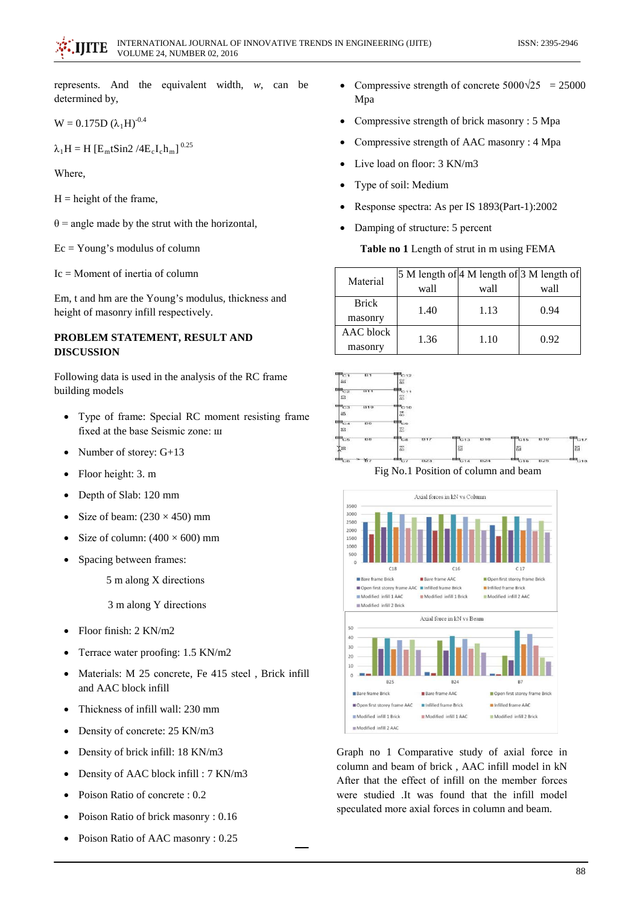represents. And the equivalent width, *w*, can be determined by,

$$W = 0.175D (\lambda_1 H)^{-0.4}$$

$$\lambda_1 H = H [E_m t \sin 2 / 4E_c I_c h_m]^{0.25}$$

Where,

H = height of the frame,

$\theta$ = angle made by the strut with the horizontal,

Ec = Young's modulus of column

Ic = Moment of inertia of column

Em, t and hm are the Young's modulus, thickness and height of masonry infill respectively.

## PROBLEM STATEMENT, RESULT AND DISCUSSION

Following data is used in the analysis of the RC frame building models

- Type of frame: Special RC moment resisting frame fixed at the base Seismic zone: III
- Number of storey: G+13
- Floor height: 3. m
- Depth of Slab: 120 mm
- Size of beam: (230 × 450) mm
- Size of column: (400 × 600) mm
- Spacing between frames:

  5 m along X directions

  3 m along Y directions
- Floor finish: 2 KN/m2
- Terrace water proofing: 1.5 KN/m2
- Materials: M 25 concrete, Fe 415 steel , Brick infill and AAC block infill
- Thickness of infill wall: 230 mm
- Density of concrete: 25 KN/m3
- Density of brick infill: 18 KN/m3
- Density of AAC block infill : 7 KN/m3
- Poison Ratio of concrete : 0.2
- Poison Ratio of brick masonry : 0.16
- Poison Ratio of AAC masonry : 0.25
- Compressive strength of concrete $5000\sqrt{25}$ = 25000 Mpa
- Compressive strength of brick masonry : 5 Mpa
- Compressive strength of AAC masonry : 4 Mpa
- Live load on floor: 3 KN/m3
- Type of soil: Medium
- Response spectra: As per IS 1893(Part-1):2002
- Damping of structure: 5 percent

**Table no 1** Length of strut in m using FEMA

| Material | 5 M length of wall | 4 M length of wall | 3 M length of wall |
|---|---|---|---|
| Brick masonry | 1.40 | 1.13 | 0.94 |
| AAC block masonry | 1.36 | 1.10 | 0.92 |

Fig No.1 Position of column and beam

Graph no 1 Comparative study of axial force in column and beam of brick , AAC infill model in kN After that the effect of infill on the member forces were studied .It was found that the infill model speculated more axial forces in column and beam.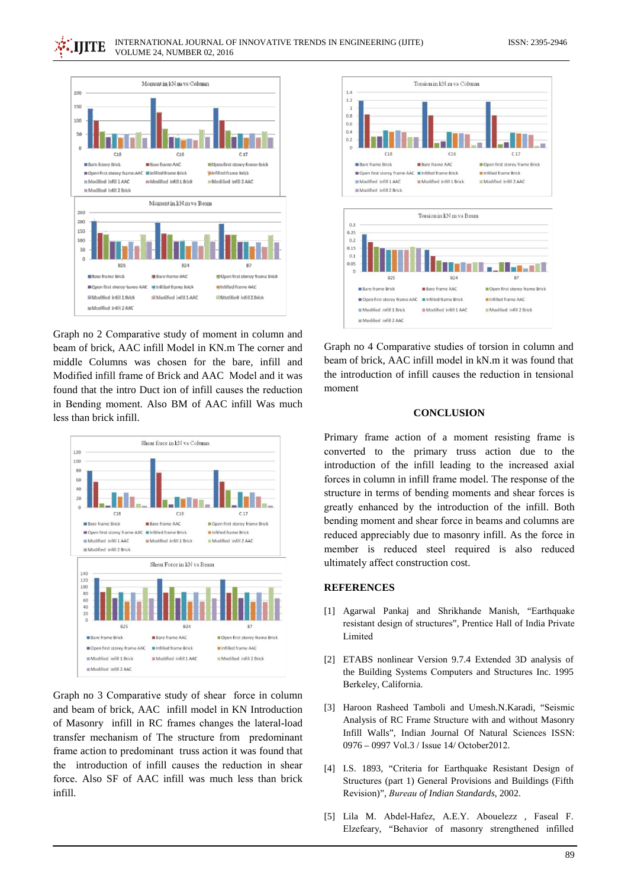Graph no 2 Comparative study of moment in column and beam of brick, AAC infill Model in KN.m The corner and middle Columns was chosen for the bare, infill and Modified infill frame of Brick and AAC Model and it was found that the intro Duct ion of infill causes the reduction in Bending moment. Also BM of AAC infill Was much less than brick infill.

Graph no 3 Comparative study of shear force in column and beam of brick, AAC infill model in KN Introduction of Masonry infill in RC frames changes the lateral-load transfer mechanism of The structure from predominant frame action to predominant truss action it was found that the introduction of infill causes the reduction in shear force. Also SF of AAC infill was much less than brick infill.

Graph no 4 Comparative studies of torsion in column and beam of brick, AAC infill model in kN.m it was found that the introduction of infill causes the reduction in tensional moment

## CONCLUSION

Primary frame action of a moment resisting frame is converted to the primary truss action due to the introduction of the infill leading to the increased axial forces in column in infill frame model. The response of the structure in terms of bending moments and shear forces is greatly enhanced by the introduction of the infill. Both bending moment and shear force in beams and columns are reduced appreciably due to masonry infill. As the force in member is reduced steel required is also reduced ultimately affect construction cost.

## REFERENCES

[1] Agarwal Pankaj and Shrikhande Manish, "Earthquake resistant design of structures", Prentice Hall of India Private Limited

[2] ETABS nonlinear Version 9.7.4 Extended 3D analysis of the Building Systems Computers and Structures Inc. 1995 Berkeley, California.

[3] Haroon Rasheed Tamboli and Umesh.N.Karadi, "Seismic Analysis of RC Frame Structure with and without Masonry Infill Walls", Indian Journal Of Natural Sciences ISSN: 0976 – 0997 Vol.3 / Issue 14/ October2012.

[4] I.S. 1893, "Criteria for Earthquake Resistant Design of Structures (part 1) General Provisions and Buildings (Fifth Revision)", *Bureau of Indian Standards*, 2002.

[5] Lila M. Abdel-Hafez, A.E.Y. Abouelezz , Faseal F. Elzefeary, "Behavior of masonry strengthened infilled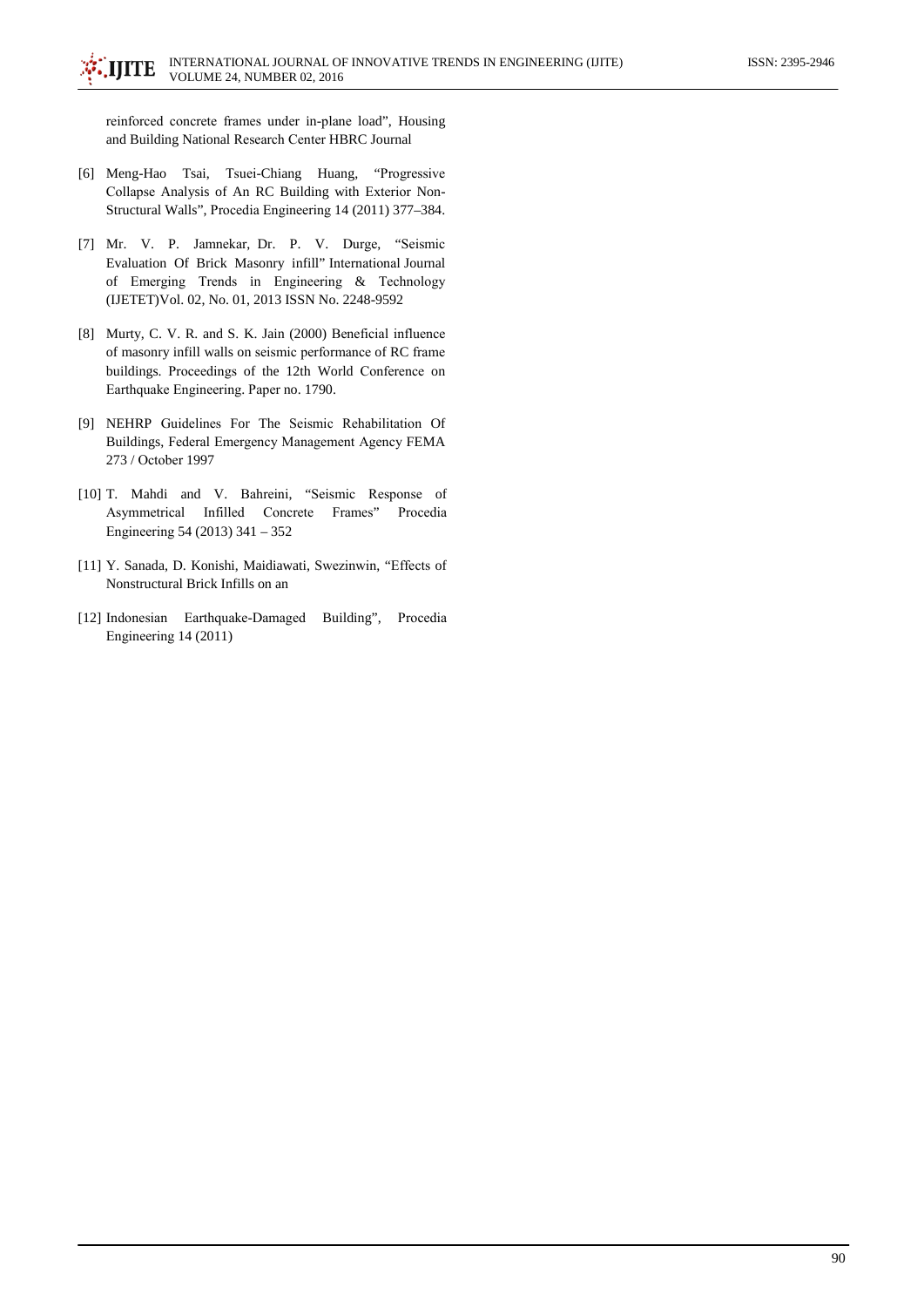reinforced concrete frames under in-plane load", Housing and Building National Research Center HBRC Journal

[6] Meng-Hao Tsai, Tsuei-Chiang Huang, "Progressive Collapse Analysis of An RC Building with Exterior Non-Structural Walls", Procedia Engineering 14 (2011) 377–384.

[7] Mr. V. P. Jamnekar, Dr. P. V. Durge, "Seismic Evaluation Of Brick Masonry infill" International Journal of Emerging Trends in Engineering & Technology (IJETET)Vol. 02, No. 01, 2013 ISSN No. 2248-9592

[8] Murty, C. V. R. and S. K. Jain (2000) Beneficial influence of masonry infill walls on seismic performance of RC frame buildings. Proceedings of the 12th World Conference on Earthquake Engineering. Paper no. 1790.

[9] NEHRP Guidelines For The Seismic Rehabilitation Of Buildings, Federal Emergency Management Agency FEMA 273 / October 1997

[10] T. Mahdi and V. Bahreini, "Seismic Response of Asymmetrical Infilled Concrete Frames" Procedia Engineering 54 (2013) 341 – 352

[11] Y. Sanada, D. Konishi, Maidiawati, Swezinwin, "Effects of Nonstructural Brick Infills on an

[12] Indonesian Earthquake-Damaged Building", Procedia Engineering 14 (2011)